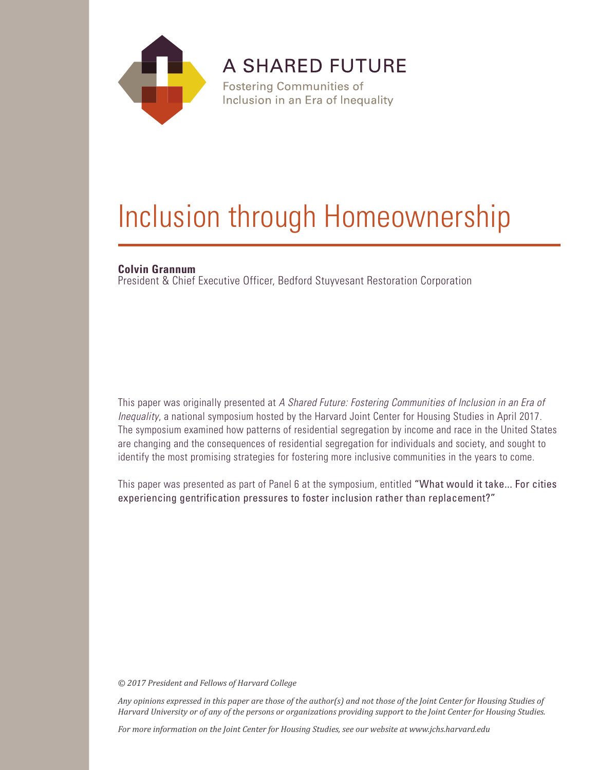A SHARED FUTURE

Fostering Communities of Inclusion in an Era of Inequality

# Inclusion through Homeownership

**Colvin Grannum**
President & Chief Executive Officer, Bedford Stuyvesant Restoration Corporation

This paper was originally presented at *A Shared Future: Fostering Communities of Inclusion in an Era of Inequality*, a national symposium hosted by the Harvard Joint Center for Housing Studies in April 2017. The symposium examined how patterns of residential segregation by income and race in the United States are changing and the consequences of residential segregation for individuals and society, and sought to identify the most promising strategies for fostering more inclusive communities in the years to come.

This paper was presented as part of Panel 6 at the symposium, entitled "What would it take... For cities experiencing gentrification pressures to foster inclusion rather than replacement?"

*© 2017 President and Fellows of Harvard College*

*Any opinions expressed in this paper are those of the author(s) and not those of the Joint Center for Housing Studies of Harvard University or of any of the persons or organizations providing support to the Joint Center for Housing Studies.*

*For more information on the Joint Center for Housing Studies, see our website at www.jchs.harvard.edu*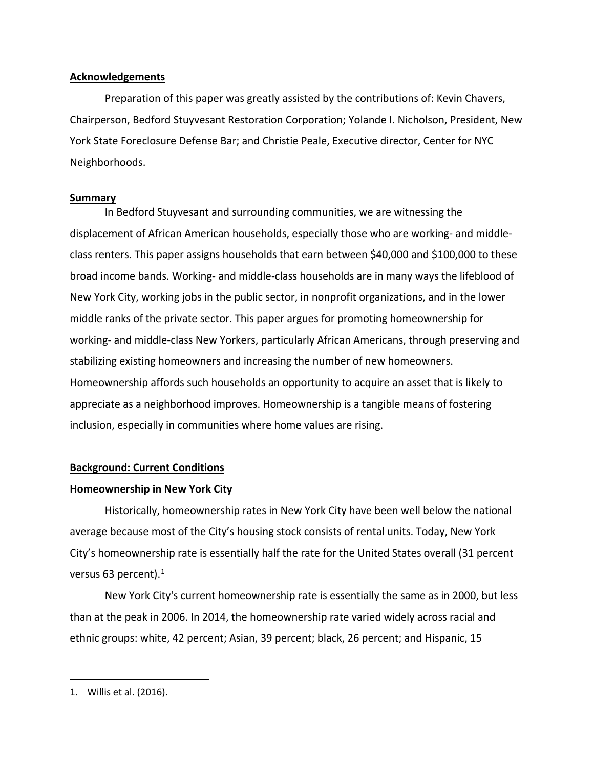## Acknowledgements

Preparation of this paper was greatly assisted by the contributions of: Kevin Chavers, Chairperson, Bedford Stuyvesant Restoration Corporation; Yolande I. Nicholson, President, New York State Foreclosure Defense Bar; and Christie Peale, Executive director, Center for NYC Neighborhoods.

## Summary

In Bedford Stuyvesant and surrounding communities, we are witnessing the displacement of African American households, especially those who are working- and middle-class renters. This paper assigns households that earn between $40,000 and $100,000 to these broad income bands. Working- and middle-class households are in many ways the lifeblood of New York City, working jobs in the public sector, in nonprofit organizations, and in the lower middle ranks of the private sector. This paper argues for promoting homeownership for working- and middle-class New Yorkers, particularly African Americans, through preserving and stabilizing existing homeowners and increasing the number of new homeowners. Homeownership affords such households an opportunity to acquire an asset that is likely to appreciate as a neighborhood improves. Homeownership is a tangible means of fostering inclusion, especially in communities where home values are rising.

## Background: Current Conditions

### Homeownership in New York City

Historically, homeownership rates in New York City have been well below the national average because most of the City's housing stock consists of rental units. Today, New York City's homeownership rate is essentially half the rate for the United States overall (31 percent versus 63 percent).[1]

New York City's current homeownership rate is essentially the same as in 2000, but less than at the peak in 2006. In 2014, the homeownership rate varied widely across racial and ethnic groups: white, 42 percent; Asian, 39 percent; black, 26 percent; and Hispanic, 15

1. Willis et al. (2016).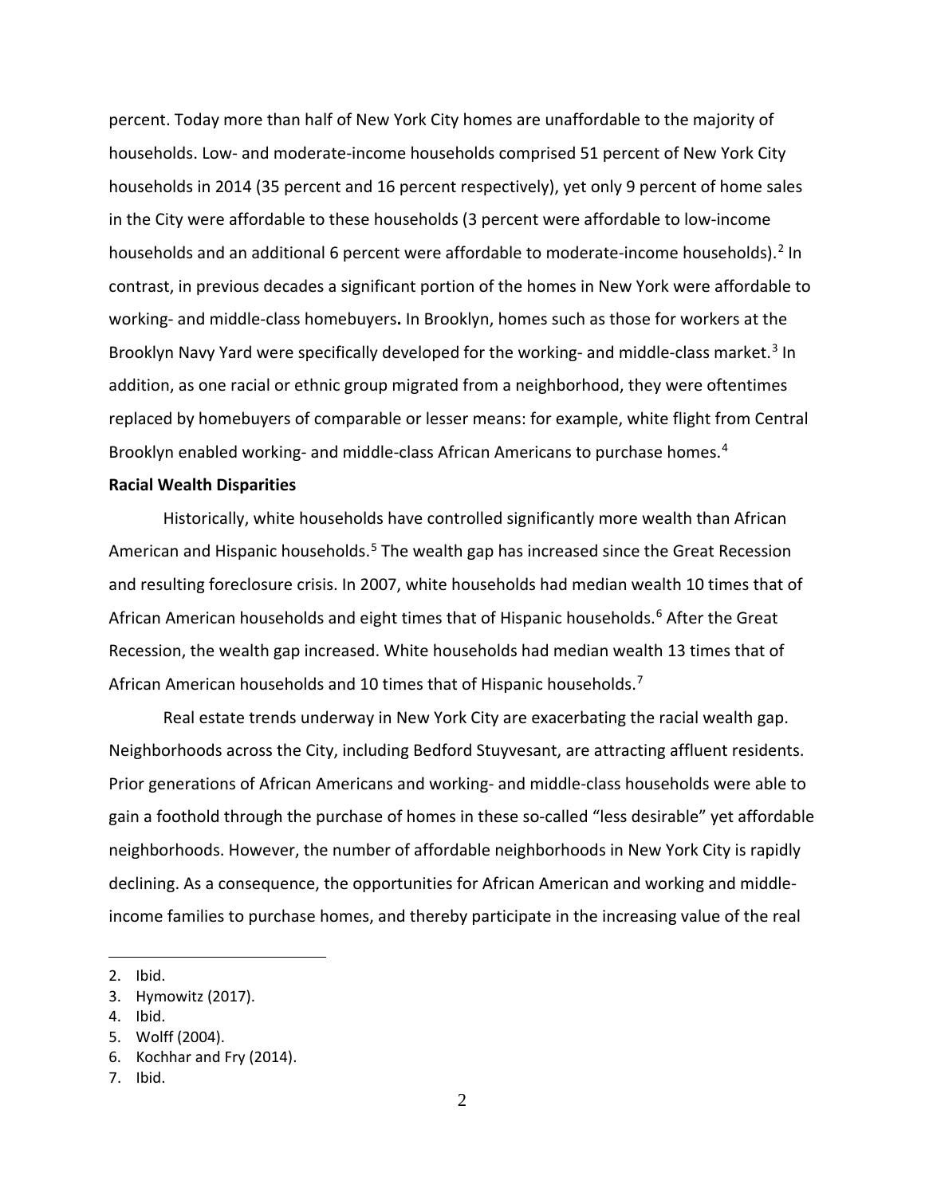percent. Today more than half of New York City homes are unaffordable to the majority of households. Low- and moderate-income households comprised 51 percent of New York City households in 2014 (35 percent and 16 percent respectively), yet only 9 percent of home sales in the City were affordable to these households (3 percent were affordable to low-income households and an additional 6 percent were affordable to moderate-income households).[2] In contrast, in previous decades a significant portion of the homes in New York were affordable to working- and middle-class homebuyers**.** In Brooklyn, homes such as those for workers at the Brooklyn Navy Yard were specifically developed for the working- and middle-class market.[3] In addition, as one racial or ethnic group migrated from a neighborhood, they were oftentimes replaced by homebuyers of comparable or lesser means: for example, white flight from Central Brooklyn enabled working- and middle-class African Americans to purchase homes.[4]

**Racial Wealth Disparities**

Historically, white households have controlled significantly more wealth than African American and Hispanic households.[5] The wealth gap has increased since the Great Recession and resulting foreclosure crisis. In 2007, white households had median wealth 10 times that of African American households and eight times that of Hispanic households.[6] After the Great Recession, the wealth gap increased. White households had median wealth 13 times that of African American households and 10 times that of Hispanic households.[7]

Real estate trends underway in New York City are exacerbating the racial wealth gap. Neighborhoods across the City, including Bedford Stuyvesant, are attracting affluent residents. Prior generations of African Americans and working- and middle-class households were able to gain a foothold through the purchase of homes in these so-called "less desirable" yet affordable neighborhoods. However, the number of affordable neighborhoods in New York City is rapidly declining. As a consequence, the opportunities for African American and working and middle-income families to purchase homes, and thereby participate in the increasing value of the real

---

2. Ibid.
3. Hymowitz (2017).
4. Ibid.
5. Wolff (2004).
6. Kochhar and Fry (2014).
7. Ibid.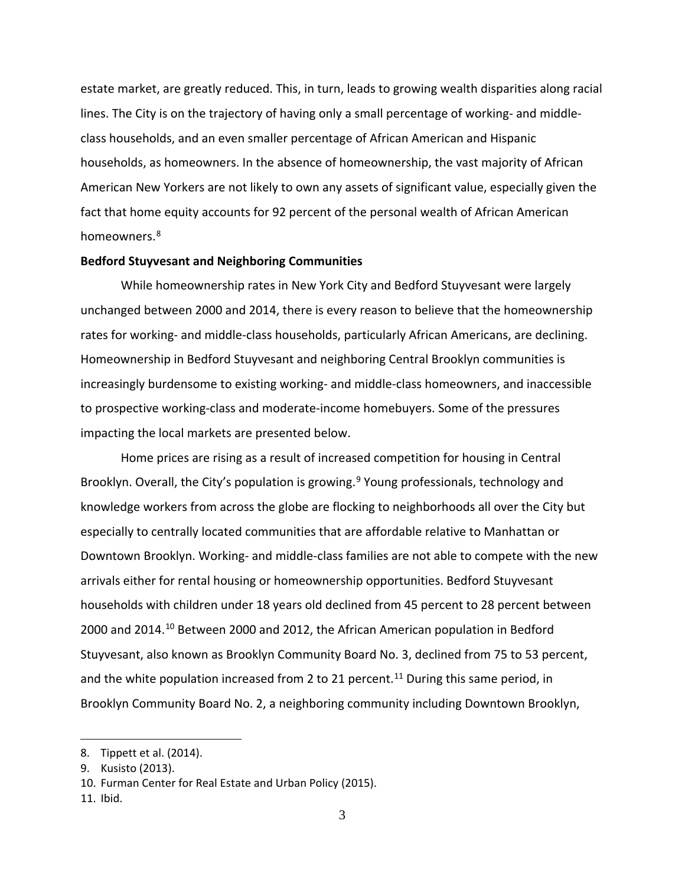estate market, are greatly reduced. This, in turn, leads to growing wealth disparities along racial lines. The City is on the trajectory of having only a small percentage of working- and middle-class households, and an even smaller percentage of African American and Hispanic households, as homeowners. In the absence of homeownership, the vast majority of African American New Yorkers are not likely to own any assets of significant value, especially given the fact that home equity accounts for 92 percent of the personal wealth of African American homeowners.[8]

**Bedford Stuyvesant and Neighboring Communities**

While homeownership rates in New York City and Bedford Stuyvesant were largely unchanged between 2000 and 2014, there is every reason to believe that the homeownership rates for working- and middle-class households, particularly African Americans, are declining. Homeownership in Bedford Stuyvesant and neighboring Central Brooklyn communities is increasingly burdensome to existing working- and middle-class homeowners, and inaccessible to prospective working-class and moderate-income homebuyers. Some of the pressures impacting the local markets are presented below.

Home prices are rising as a result of increased competition for housing in Central Brooklyn. Overall, the City's population is growing.[9] Young professionals, technology and knowledge workers from across the globe are flocking to neighborhoods all over the City but especially to centrally located communities that are affordable relative to Manhattan or Downtown Brooklyn. Working- and middle-class families are not able to compete with the new arrivals either for rental housing or homeownership opportunities. Bedford Stuyvesant households with children under 18 years old declined from 45 percent to 28 percent between 2000 and 2014.[10] Between 2000 and 2012, the African American population in Bedford Stuyvesant, also known as Brooklyn Community Board No. 3, declined from 75 to 53 percent, and the white population increased from 2 to 21 percent.[11] During this same period, in Brooklyn Community Board No. 2, a neighboring community including Downtown Brooklyn,

---

8. Tippett et al. (2014).
9. Kusisto (2013).
10. Furman Center for Real Estate and Urban Policy (2015).
11. Ibid.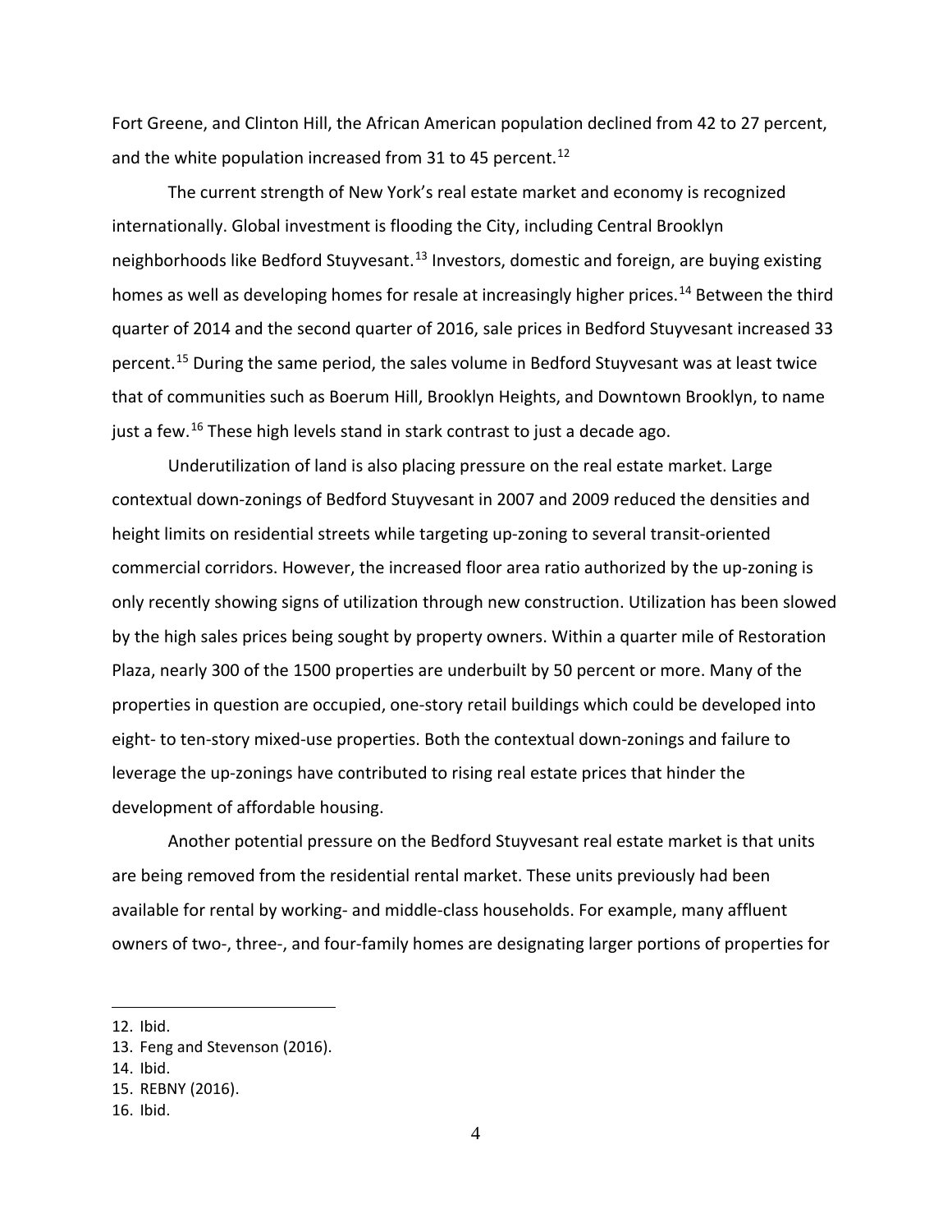Fort Greene, and Clinton Hill, the African American population declined from 42 to 27 percent, and the white population increased from 31 to 45 percent.[12]

The current strength of New York's real estate market and economy is recognized internationally. Global investment is flooding the City, including Central Brooklyn neighborhoods like Bedford Stuyvesant.[13] Investors, domestic and foreign, are buying existing homes as well as developing homes for resale at increasingly higher prices.[14] Between the third quarter of 2014 and the second quarter of 2016, sale prices in Bedford Stuyvesant increased 33 percent.[15] During the same period, the sales volume in Bedford Stuyvesant was at least twice that of communities such as Boerum Hill, Brooklyn Heights, and Downtown Brooklyn, to name just a few.[16] These high levels stand in stark contrast to just a decade ago.

Underutilization of land is also placing pressure on the real estate market. Large contextual down-zonings of Bedford Stuyvesant in 2007 and 2009 reduced the densities and height limits on residential streets while targeting up-zoning to several transit-oriented commercial corridors. However, the increased floor area ratio authorized by the up-zoning is only recently showing signs of utilization through new construction. Utilization has been slowed by the high sales prices being sought by property owners. Within a quarter mile of Restoration Plaza, nearly 300 of the 1500 properties are underbuilt by 50 percent or more. Many of the properties in question are occupied, one-story retail buildings which could be developed into eight- to ten-story mixed-use properties. Both the contextual down-zonings and failure to leverage the up-zonings have contributed to rising real estate prices that hinder the development of affordable housing.

Another potential pressure on the Bedford Stuyvesant real estate market is that units are being removed from the residential rental market. These units previously had been available for rental by working- and middle-class households. For example, many affluent owners of two-, three-, and four-family homes are designating larger portions of properties for

12. Ibid.
13. Feng and Stevenson (2016).
14. Ibid.
15. REBNY (2016).
16. Ibid.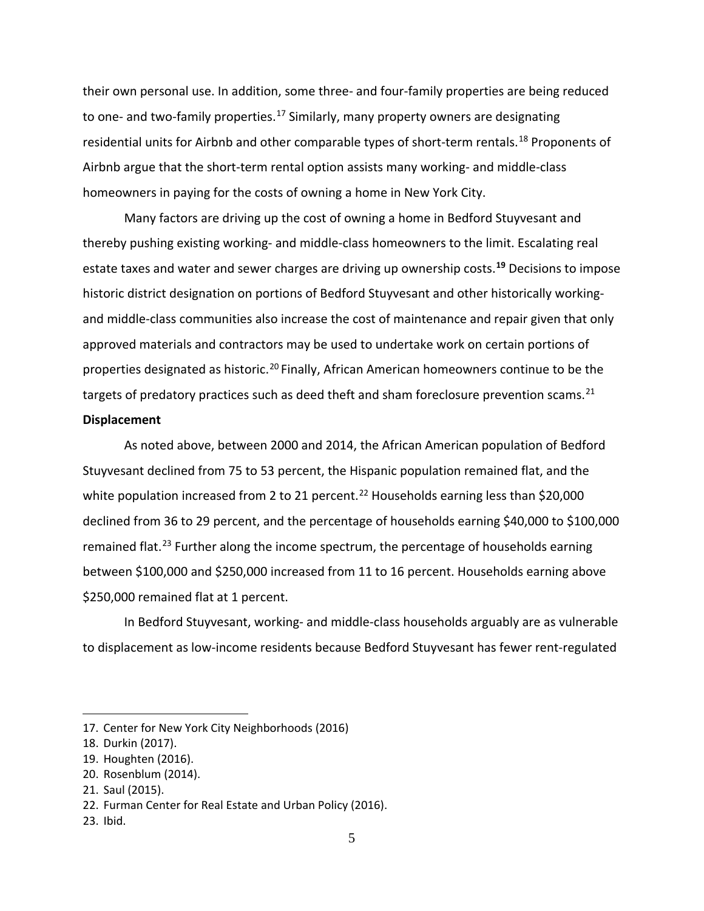their own personal use. In addition, some three- and four-family properties are being reduced to one- and two-family properties.[17] Similarly, many property owners are designating residential units for Airbnb and other comparable types of short-term rentals.[18] Proponents of Airbnb argue that the short-term rental option assists many working- and middle-class homeowners in paying for the costs of owning a home in New York City.

Many factors are driving up the cost of owning a home in Bedford Stuyvesant and thereby pushing existing working- and middle-class homeowners to the limit. Escalating real estate taxes and water and sewer charges are driving up ownership costs.[19] Decisions to impose historic district designation on portions of Bedford Stuyvesant and other historically working- and middle-class communities also increase the cost of maintenance and repair given that only approved materials and contractors may be used to undertake work on certain portions of properties designated as historic.[20] Finally, African American homeowners continue to be the targets of predatory practices such as deed theft and sham foreclosure prevention scams.[21]

**Displacement**

As noted above, between 2000 and 2014, the African American population of Bedford Stuyvesant declined from 75 to 53 percent, the Hispanic population remained flat, and the white population increased from 2 to 21 percent.[22] Households earning less than $20,000 declined from 36 to 29 percent, and the percentage of households earning $40,000 to $100,000 remained flat.[23] Further along the income spectrum, the percentage of households earning between $100,000 and $250,000 increased from 11 to 16 percent. Households earning above $250,000 remained flat at 1 percent.

In Bedford Stuyvesant, working- and middle-class households arguably are as vulnerable to displacement as low-income residents because Bedford Stuyvesant has fewer rent-regulated

17. Center for New York City Neighborhoods (2016)
18. Durkin (2017).
19. Houghten (2016).
20. Rosenblum (2014).
21. Saul (2015).
22. Furman Center for Real Estate and Urban Policy (2016).
23. Ibid.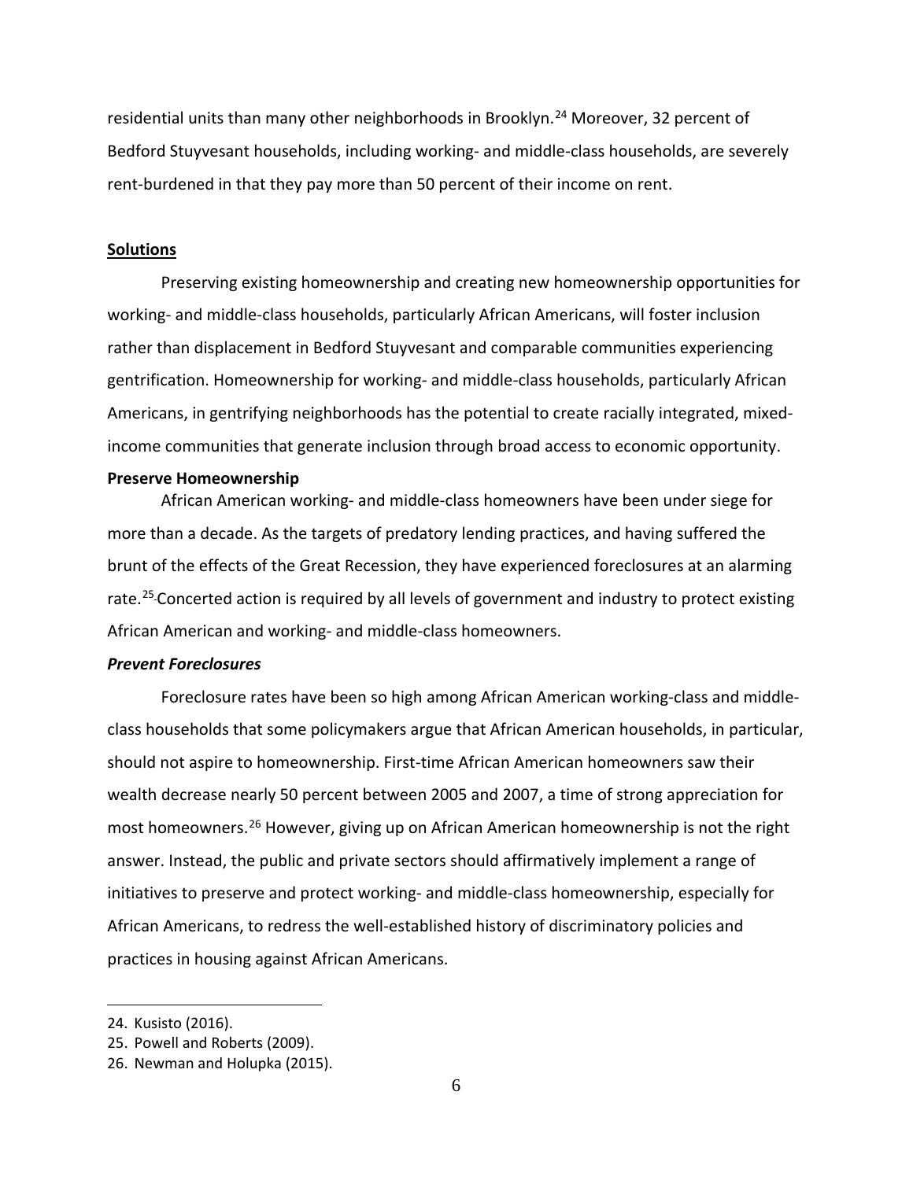residential units than many other neighborhoods in Brooklyn.[24] Moreover, 32 percent of Bedford Stuyvesant households, including working- and middle-class households, are severely rent-burdened in that they pay more than 50 percent of their income on rent.

## Solutions

Preserving existing homeownership and creating new homeownership opportunities for working- and middle-class households, particularly African Americans, will foster inclusion rather than displacement in Bedford Stuyvesant and comparable communities experiencing gentrification. Homeownership for working- and middle-class households, particularly African Americans, in gentrifying neighborhoods has the potential to create racially integrated, mixed-income communities that generate inclusion through broad access to economic opportunity.

### Preserve Homeownership

African American working- and middle-class homeowners have been under siege for more than a decade. As the targets of predatory lending practices, and having suffered the brunt of the effects of the Great Recession, they have experienced foreclosures at an alarming rate.[25] Concerted action is required by all levels of government and industry to protect existing African American and working- and middle-class homeowners.

#### *Prevent Foreclosures*

Foreclosure rates have been so high among African American working-class and middle-class households that some policymakers argue that African American households, in particular, should not aspire to homeownership. First-time African American homeowners saw their wealth decrease nearly 50 percent between 2005 and 2007, a time of strong appreciation for most homeowners.[26] However, giving up on African American homeownership is not the right answer. Instead, the public and private sectors should affirmatively implement a range of initiatives to preserve and protect working- and middle-class homeownership, especially for African Americans, to redress the well-established history of discriminatory policies and practices in housing against African Americans.

---

24. Kusisto (2016).
25. Powell and Roberts (2009).
26. Newman and Holupka (2015).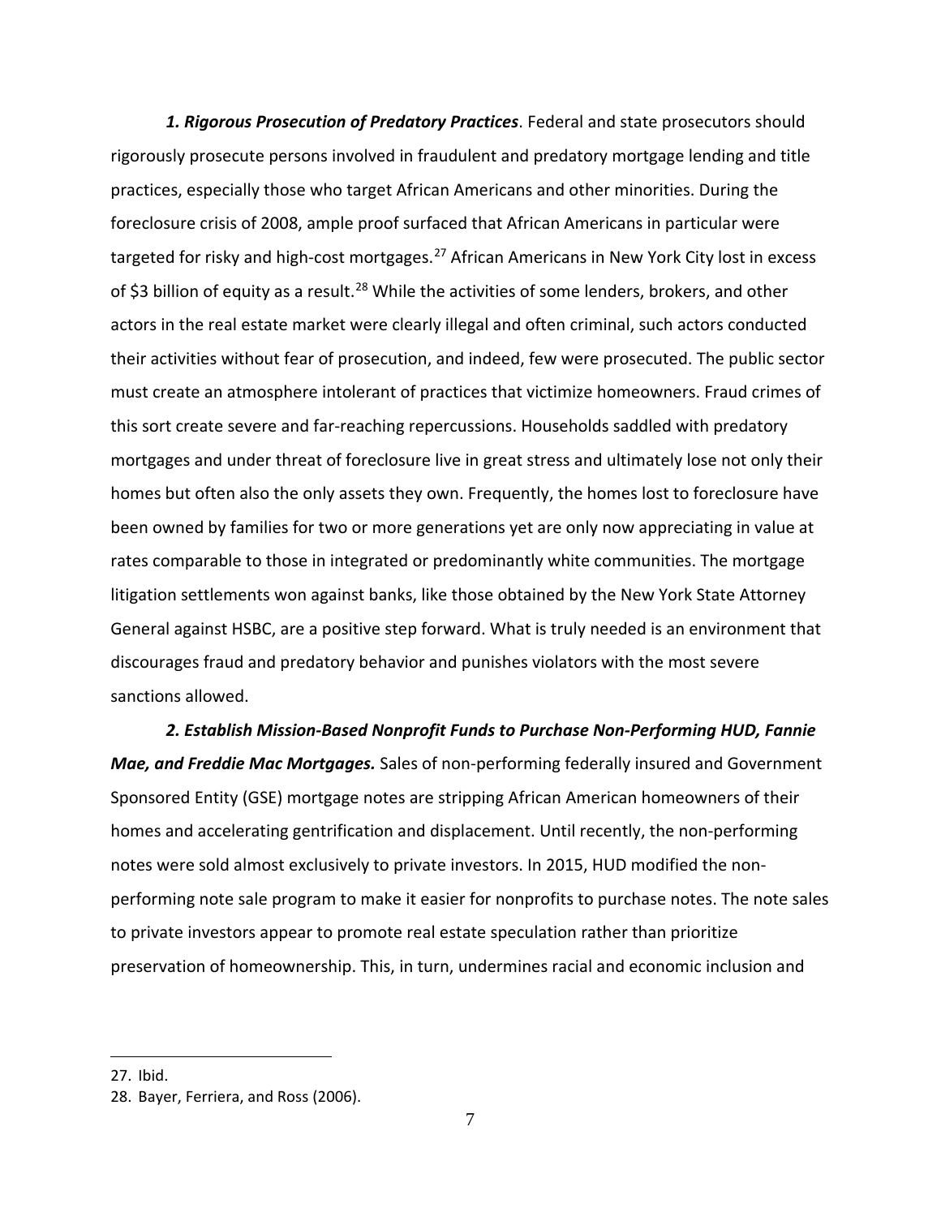***1. Rigorous Prosecution of Predatory Practices***. Federal and state prosecutors should rigorously prosecute persons involved in fraudulent and predatory mortgage lending and title practices, especially those who target African Americans and other minorities. During the foreclosure crisis of 2008, ample proof surfaced that African Americans in particular were targeted for risky and high-cost mortgages.[27] African Americans in New York City lost in excess of $3 billion of equity as a result.[28] While the activities of some lenders, brokers, and other actors in the real estate market were clearly illegal and often criminal, such actors conducted their activities without fear of prosecution, and indeed, few were prosecuted. The public sector must create an atmosphere intolerant of practices that victimize homeowners. Fraud crimes of this sort create severe and far-reaching repercussions. Households saddled with predatory mortgages and under threat of foreclosure live in great stress and ultimately lose not only their homes but often also the only assets they own. Frequently, the homes lost to foreclosure have been owned by families for two or more generations yet are only now appreciating in value at rates comparable to those in integrated or predominantly white communities. The mortgage litigation settlements won against banks, like those obtained by the New York State Attorney General against HSBC, are a positive step forward. What is truly needed is an environment that discourages fraud and predatory behavior and punishes violators with the most severe sanctions allowed.

***2. Establish Mission-Based Nonprofit Funds to Purchase Non-Performing HUD, Fannie Mae, and Freddie Mac Mortgages.*** Sales of non-performing federally insured and Government Sponsored Entity (GSE) mortgage notes are stripping African American homeowners of their homes and accelerating gentrification and displacement. Until recently, the non-performing notes were sold almost exclusively to private investors. In 2015, HUD modified the non-performing note sale program to make it easier for nonprofits to purchase notes. The note sales to private investors appear to promote real estate speculation rather than prioritize preservation of homeownership. This, in turn, undermines racial and economic inclusion and

---

27. Ibid.

28. Bayer, Ferriera, and Ross (2006).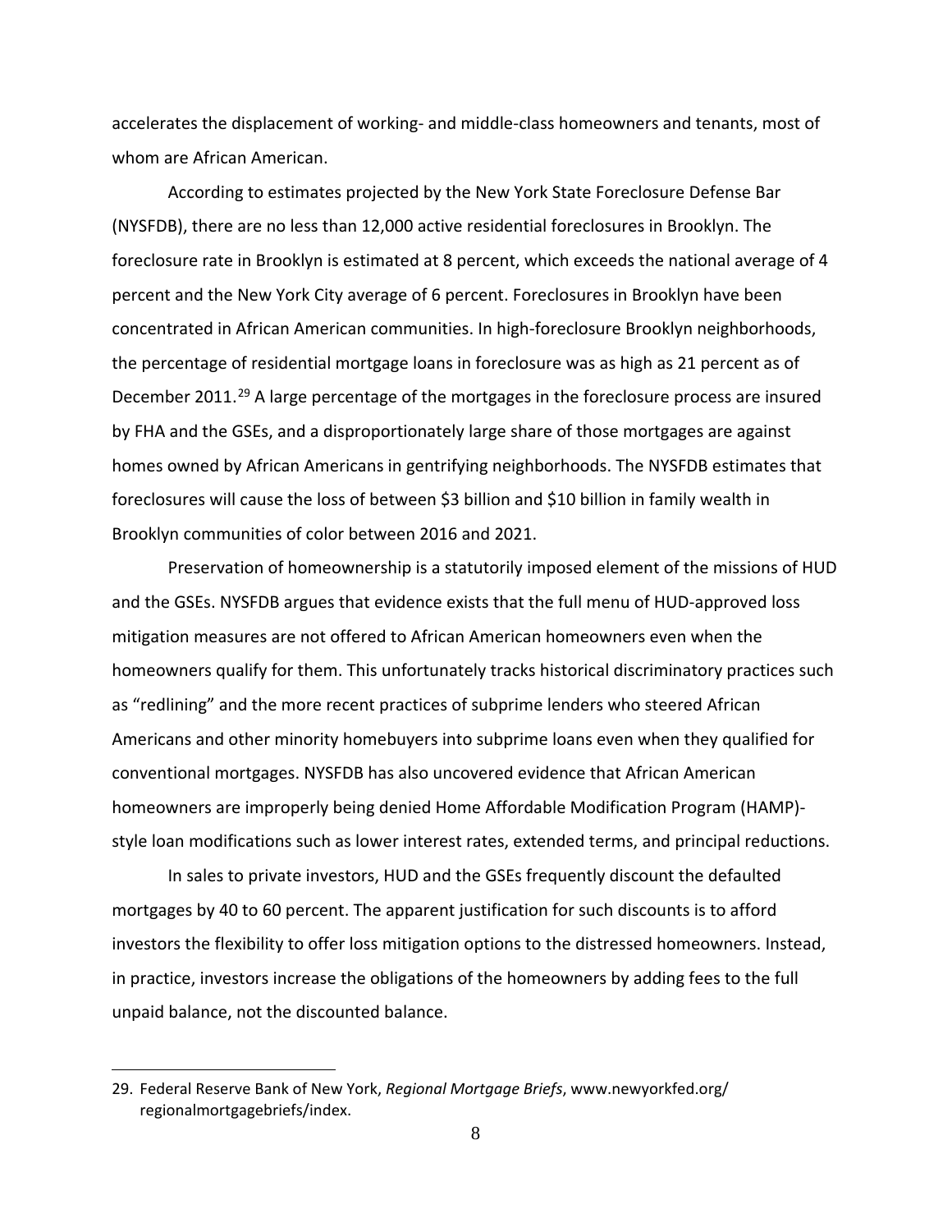accelerates the displacement of working- and middle-class homeowners and tenants, most of whom are African American.

According to estimates projected by the New York State Foreclosure Defense Bar (NYSFDB), there are no less than 12,000 active residential foreclosures in Brooklyn. The foreclosure rate in Brooklyn is estimated at 8 percent, which exceeds the national average of 4 percent and the New York City average of 6 percent. Foreclosures in Brooklyn have been concentrated in African American communities. In high-foreclosure Brooklyn neighborhoods, the percentage of residential mortgage loans in foreclosure was as high as 21 percent as of December 2011.[29] A large percentage of the mortgages in the foreclosure process are insured by FHA and the GSEs, and a disproportionately large share of those mortgages are against homes owned by African Americans in gentrifying neighborhoods. The NYSFDB estimates that foreclosures will cause the loss of between $3 billion and $10 billion in family wealth in Brooklyn communities of color between 2016 and 2021.

Preservation of homeownership is a statutorily imposed element of the missions of HUD and the GSEs. NYSFDB argues that evidence exists that the full menu of HUD-approved loss mitigation measures are not offered to African American homeowners even when the homeowners qualify for them. This unfortunately tracks historical discriminatory practices such as "redlining" and the more recent practices of subprime lenders who steered African Americans and other minority homebuyers into subprime loans even when they qualified for conventional mortgages. NYSFDB has also uncovered evidence that African American homeowners are improperly being denied Home Affordable Modification Program (HAMP)-style loan modifications such as lower interest rates, extended terms, and principal reductions.

In sales to private investors, HUD and the GSEs frequently discount the defaulted mortgages by 40 to 60 percent. The apparent justification for such discounts is to afford investors the flexibility to offer loss mitigation options to the distressed homeowners. Instead, in practice, investors increase the obligations of the homeowners by adding fees to the full unpaid balance, not the discounted balance.

---

29. Federal Reserve Bank of New York, *Regional Mortgage Briefs*, www.newyorkfed.org/regionalmortgagebriefs/index.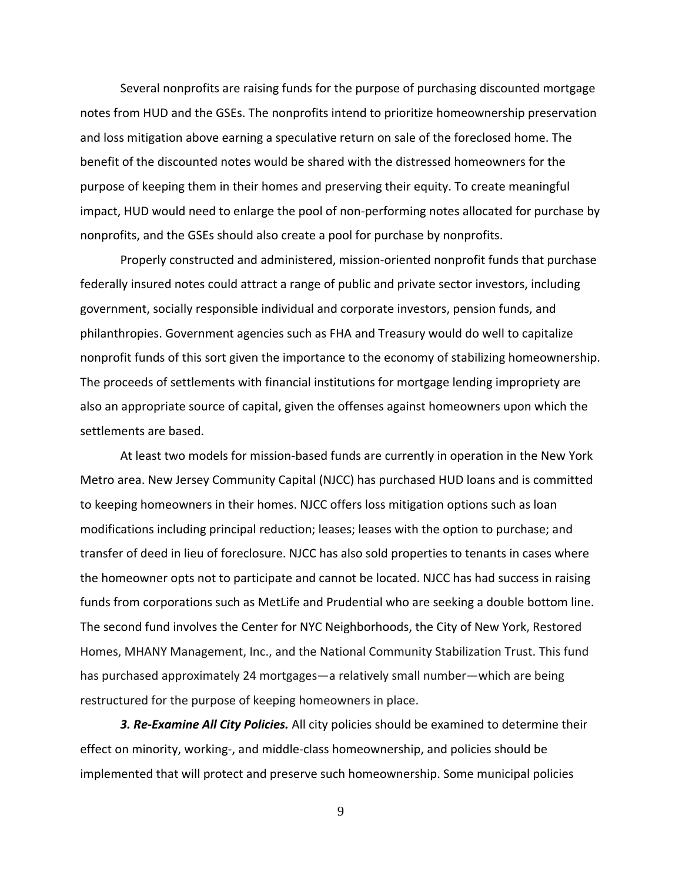Several nonprofits are raising funds for the purpose of purchasing discounted mortgage notes from HUD and the GSEs. The nonprofits intend to prioritize homeownership preservation and loss mitigation above earning a speculative return on sale of the foreclosed home. The benefit of the discounted notes would be shared with the distressed homeowners for the purpose of keeping them in their homes and preserving their equity. To create meaningful impact, HUD would need to enlarge the pool of non-performing notes allocated for purchase by nonprofits, and the GSEs should also create a pool for purchase by nonprofits.

Properly constructed and administered, mission-oriented nonprofit funds that purchase federally insured notes could attract a range of public and private sector investors, including government, socially responsible individual and corporate investors, pension funds, and philanthropies. Government agencies such as FHA and Treasury would do well to capitalize nonprofit funds of this sort given the importance to the economy of stabilizing homeownership. The proceeds of settlements with financial institutions for mortgage lending impropriety are also an appropriate source of capital, given the offenses against homeowners upon which the settlements are based.

At least two models for mission-based funds are currently in operation in the New York Metro area. New Jersey Community Capital (NJCC) has purchased HUD loans and is committed to keeping homeowners in their homes. NJCC offers loss mitigation options such as loan modifications including principal reduction; leases; leases with the option to purchase; and transfer of deed in lieu of foreclosure. NJCC has also sold properties to tenants in cases where the homeowner opts not to participate and cannot be located. NJCC has had success in raising funds from corporations such as MetLife and Prudential who are seeking a double bottom line. The second fund involves the Center for NYC Neighborhoods, the City of New York, Restored Homes, MHANY Management, Inc., and the National Community Stabilization Trust. This fund has purchased approximately 24 mortgages—a relatively small number—which are being restructured for the purpose of keeping homeowners in place.

***3. Re-Examine All City Policies.*** All city policies should be examined to determine their effect on minority, working-, and middle-class homeownership, and policies should be implemented that will protect and preserve such homeownership. Some municipal policies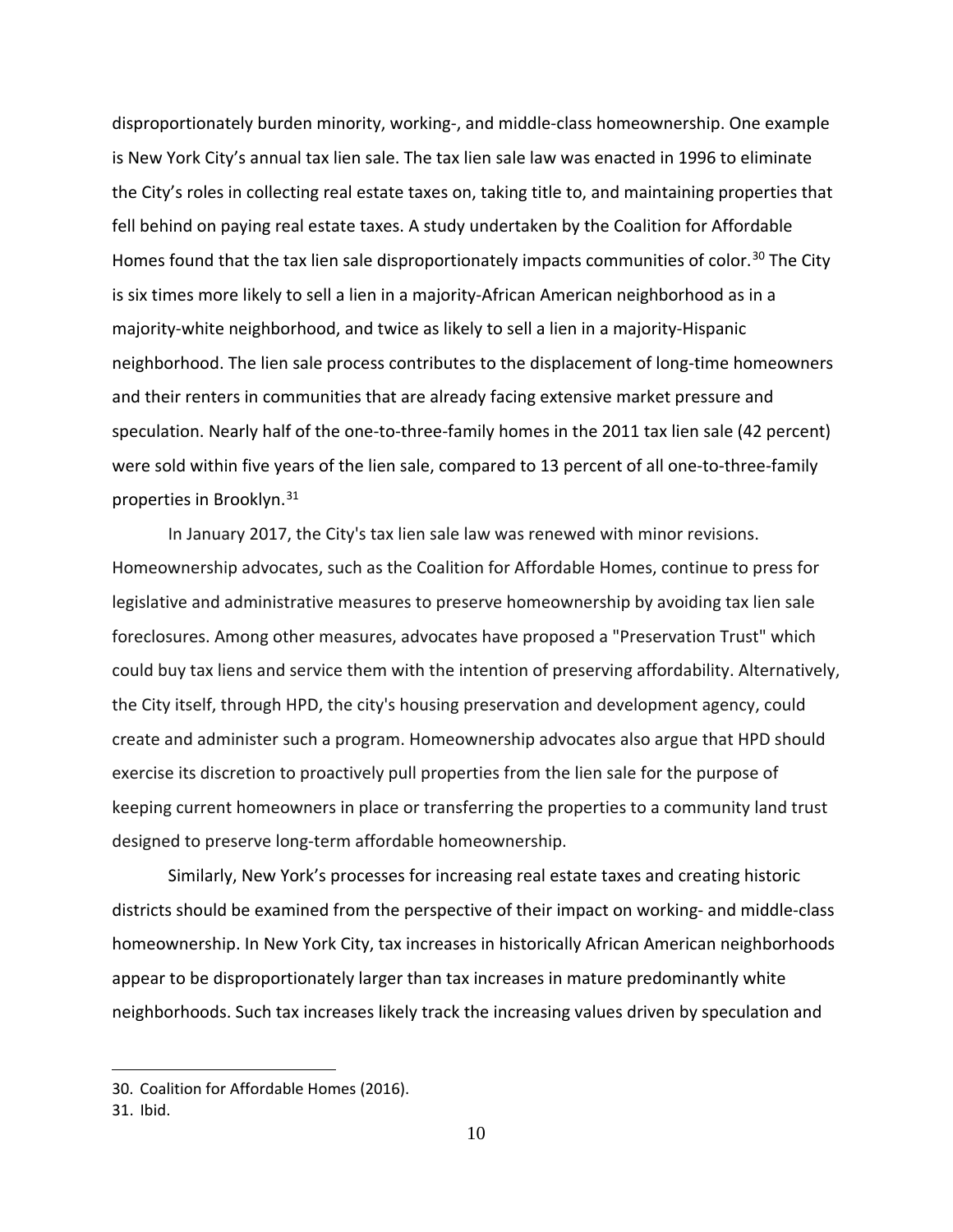disproportionately burden minority, working-, and middle-class homeownership. One example is New York City's annual tax lien sale. The tax lien sale law was enacted in 1996 to eliminate the City's roles in collecting real estate taxes on, taking title to, and maintaining properties that fell behind on paying real estate taxes. A study undertaken by the Coalition for Affordable Homes found that the tax lien sale disproportionately impacts communities of color.[30] The City is six times more likely to sell a lien in a majority-African American neighborhood as in a majority-white neighborhood, and twice as likely to sell a lien in a majority-Hispanic neighborhood. The lien sale process contributes to the displacement of long-time homeowners and their renters in communities that are already facing extensive market pressure and speculation. Nearly half of the one-to-three-family homes in the 2011 tax lien sale (42 percent) were sold within five years of the lien sale, compared to 13 percent of all one-to-three-family properties in Brooklyn.[31]

In January 2017, the City's tax lien sale law was renewed with minor revisions. Homeownership advocates, such as the Coalition for Affordable Homes, continue to press for legislative and administrative measures to preserve homeownership by avoiding tax lien sale foreclosures. Among other measures, advocates have proposed a "Preservation Trust" which could buy tax liens and service them with the intention of preserving affordability. Alternatively, the City itself, through HPD, the city's housing preservation and development agency, could create and administer such a program. Homeownership advocates also argue that HPD should exercise its discretion to proactively pull properties from the lien sale for the purpose of keeping current homeowners in place or transferring the properties to a community land trust designed to preserve long-term affordable homeownership.

Similarly, New York's processes for increasing real estate taxes and creating historic districts should be examined from the perspective of their impact on working- and middle-class homeownership. In New York City, tax increases in historically African American neighborhoods appear to be disproportionately larger than tax increases in mature predominantly white neighborhoods. Such tax increases likely track the increasing values driven by speculation and

---

30. Coalition for Affordable Homes (2016).

31. Ibid.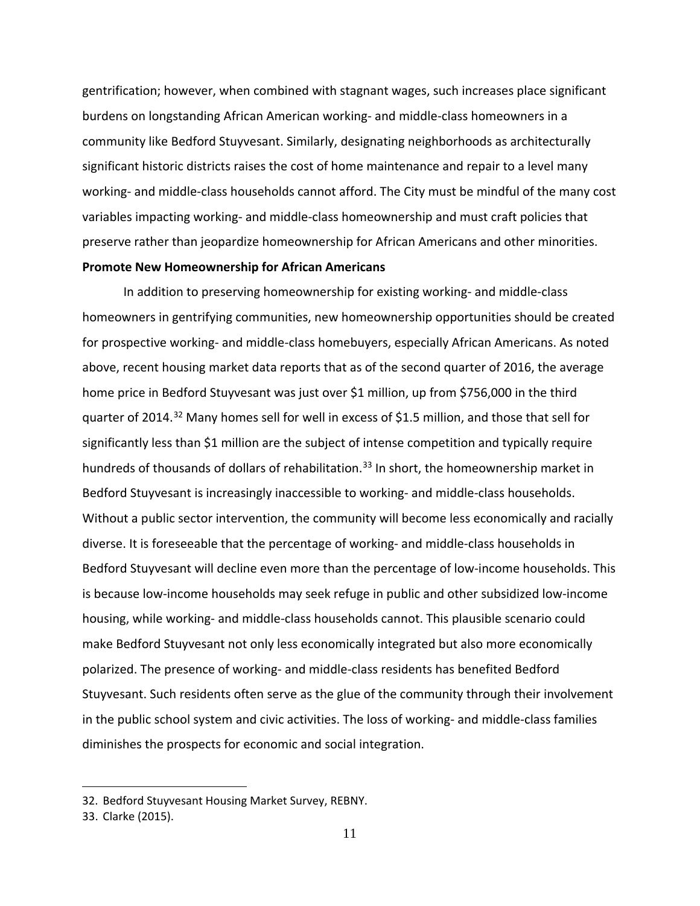gentrification; however, when combined with stagnant wages, such increases place significant burdens on longstanding African American working- and middle-class homeowners in a community like Bedford Stuyvesant. Similarly, designating neighborhoods as architecturally significant historic districts raises the cost of home maintenance and repair to a level many working- and middle-class households cannot afford. The City must be mindful of the many cost variables impacting working- and middle-class homeownership and must craft policies that preserve rather than jeopardize homeownership for African Americans and other minorities.

**Promote New Homeownership for African Americans**

In addition to preserving homeownership for existing working- and middle-class homeowners in gentrifying communities, new homeownership opportunities should be created for prospective working- and middle-class homebuyers, especially African Americans. As noted above, recent housing market data reports that as of the second quarter of 2016, the average home price in Bedford Stuyvesant was just over $1 million, up from $756,000 in the third quarter of 2014.[32] Many homes sell for well in excess of $1.5 million, and those that sell for significantly less than $1 million are the subject of intense competition and typically require hundreds of thousands of dollars of rehabilitation.[33] In short, the homeownership market in Bedford Stuyvesant is increasingly inaccessible to working- and middle-class households. Without a public sector intervention, the community will become less economically and racially diverse. It is foreseeable that the percentage of working- and middle-class households in Bedford Stuyvesant will decline even more than the percentage of low-income households. This is because low-income households may seek refuge in public and other subsidized low-income housing, while working- and middle-class households cannot. This plausible scenario could make Bedford Stuyvesant not only less economically integrated but also more economically polarized. The presence of working- and middle-class residents has benefited Bedford Stuyvesant. Such residents often serve as the glue of the community through their involvement in the public school system and civic activities. The loss of working- and middle-class families diminishes the prospects for economic and social integration.

---

32. Bedford Stuyvesant Housing Market Survey, REBNY.

33. Clarke (2015).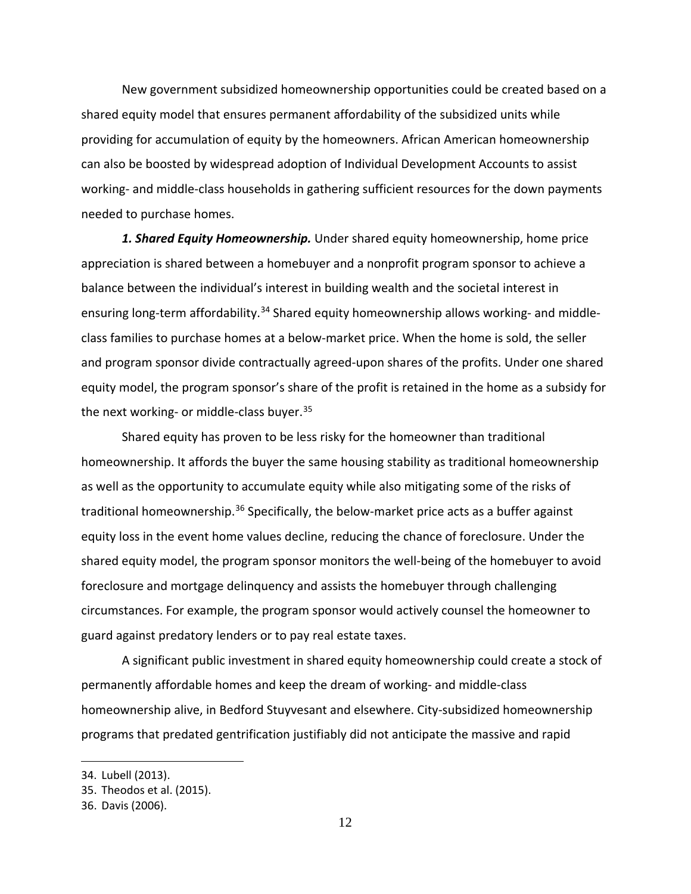New government subsidized homeownership opportunities could be created based on a shared equity model that ensures permanent affordability of the subsidized units while providing for accumulation of equity by the homeowners. African American homeownership can also be boosted by widespread adoption of Individual Development Accounts to assist working- and middle-class households in gathering sufficient resources for the down payments needed to purchase homes.

***1. Shared Equity Homeownership.*** Under shared equity homeownership, home price appreciation is shared between a homebuyer and a nonprofit program sponsor to achieve a balance between the individual's interest in building wealth and the societal interest in ensuring long-term affordability.[34] Shared equity homeownership allows working- and middle-class families to purchase homes at a below-market price. When the home is sold, the seller and program sponsor divide contractually agreed-upon shares of the profits. Under one shared equity model, the program sponsor's share of the profit is retained in the home as a subsidy for the next working- or middle-class buyer.[35]

Shared equity has proven to be less risky for the homeowner than traditional homeownership. It affords the buyer the same housing stability as traditional homeownership as well as the opportunity to accumulate equity while also mitigating some of the risks of traditional homeownership.[36] Specifically, the below-market price acts as a buffer against equity loss in the event home values decline, reducing the chance of foreclosure. Under the shared equity model, the program sponsor monitors the well-being of the homebuyer to avoid foreclosure and mortgage delinquency and assists the homebuyer through challenging circumstances. For example, the program sponsor would actively counsel the homeowner to guard against predatory lenders or to pay real estate taxes.

A significant public investment in shared equity homeownership could create a stock of permanently affordable homes and keep the dream of working- and middle-class homeownership alive, in Bedford Stuyvesant and elsewhere. City-subsidized homeownership programs that predated gentrification justifiably did not anticipate the massive and rapid

34. Lubell (2013).
35. Theodos et al. (2015).
36. Davis (2006).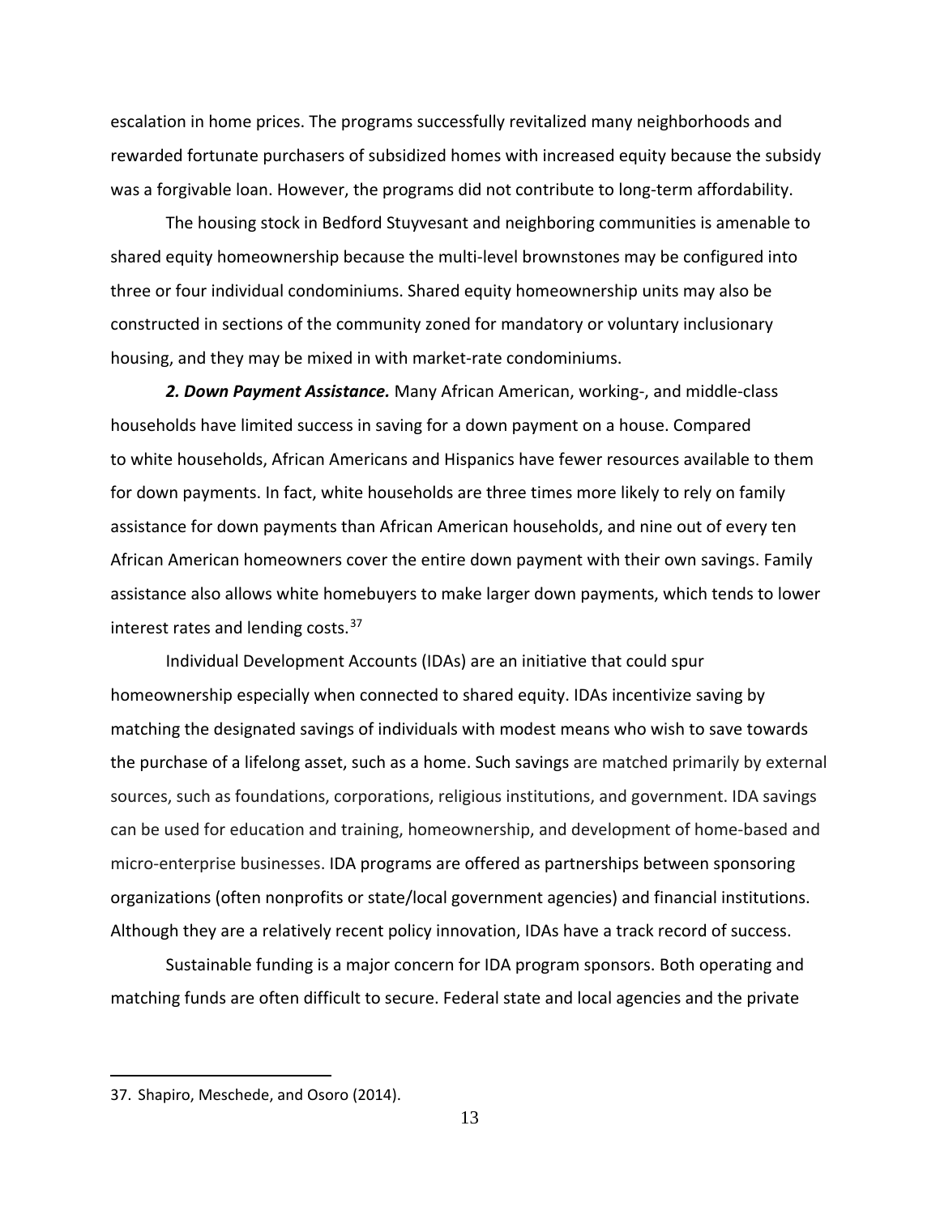escalation in home prices. The programs successfully revitalized many neighborhoods and rewarded fortunate purchasers of subsidized homes with increased equity because the subsidy was a forgivable loan. However, the programs did not contribute to long-term affordability.

The housing stock in Bedford Stuyvesant and neighboring communities is amenable to shared equity homeownership because the multi-level brownstones may be configured into three or four individual condominiums. Shared equity homeownership units may also be constructed in sections of the community zoned for mandatory or voluntary inclusionary housing, and they may be mixed in with market-rate condominiums.

***2. Down Payment Assistance.*** Many African American, working-, and middle-class households have limited success in saving for a down payment on a house. Compared to white households, African Americans and Hispanics have fewer resources available to them for down payments. In fact, white households are three times more likely to rely on family assistance for down payments than African American households, and nine out of every ten African American homeowners cover the entire down payment with their own savings. Family assistance also allows white homebuyers to make larger down payments, which tends to lower interest rates and lending costs.[37]

Individual Development Accounts (IDAs) are an initiative that could spur homeownership especially when connected to shared equity. IDAs incentivize saving by matching the designated savings of individuals with modest means who wish to save towards the purchase of a lifelong asset, such as a home. Such savings are matched primarily by external sources, such as foundations, corporations, religious institutions, and government. IDA savings can be used for education and training, homeownership, and development of home-based and micro-enterprise businesses. IDA programs are offered as partnerships between sponsoring organizations (often nonprofits or state/local government agencies) and financial institutions. Although they are a relatively recent policy innovation, IDAs have a track record of success.

Sustainable funding is a major concern for IDA program sponsors. Both operating and matching funds are often difficult to secure. Federal state and local agencies and the private

37. Shapiro, Meschede, and Osoro (2014).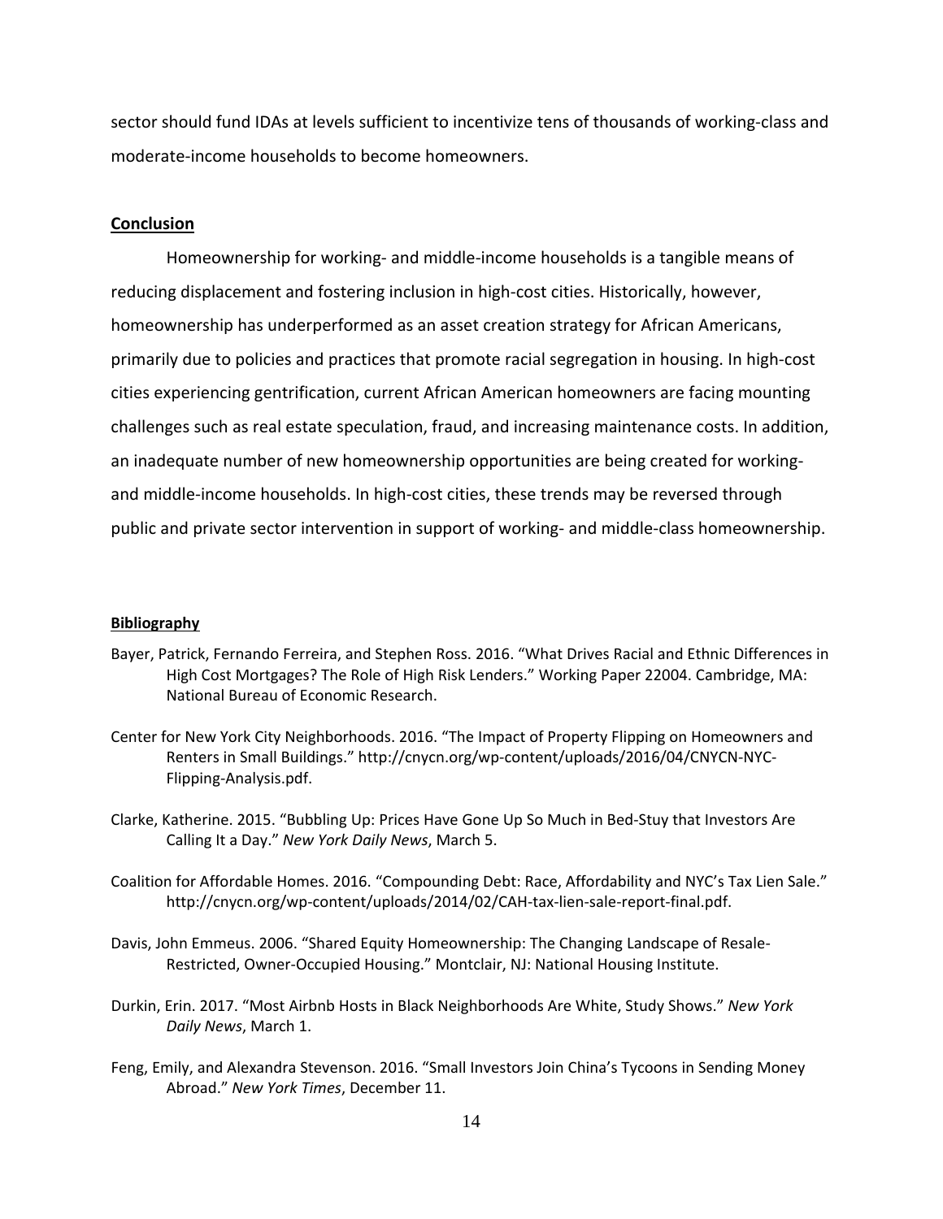sector should fund IDAs at levels sufficient to incentivize tens of thousands of working-class and moderate-income households to become homeowners.

## Conclusion

Homeownership for working- and middle-income households is a tangible means of reducing displacement and fostering inclusion in high-cost cities. Historically, however, homeownership has underperformed as an asset creation strategy for African Americans, primarily due to policies and practices that promote racial segregation in housing. In high-cost cities experiencing gentrification, current African American homeowners are facing mounting challenges such as real estate speculation, fraud, and increasing maintenance costs. In addition, an inadequate number of new homeownership opportunities are being created for working- and middle-income households. In high-cost cities, these trends may be reversed through public and private sector intervention in support of working- and middle-class homeownership.

## Bibliography

Bayer, Patrick, Fernando Ferreira, and Stephen Ross. 2016. "What Drives Racial and Ethnic Differences in High Cost Mortgages? The Role of High Risk Lenders." Working Paper 22004. Cambridge, MA: National Bureau of Economic Research.

Center for New York City Neighborhoods. 2016. "The Impact of Property Flipping on Homeowners and Renters in Small Buildings." http://cnycn.org/wp-content/uploads/2016/04/CNYCN-NYC-Flipping-Analysis.pdf.

Clarke, Katherine. 2015. "Bubbling Up: Prices Have Gone Up So Much in Bed-Stuy that Investors Are Calling It a Day." *New York Daily News*, March 5.

Coalition for Affordable Homes. 2016. "Compounding Debt: Race, Affordability and NYC's Tax Lien Sale." http://cnycn.org/wp-content/uploads/2014/02/CAH-tax-lien-sale-report-final.pdf.

Davis, John Emmeus. 2006. "Shared Equity Homeownership: The Changing Landscape of Resale-Restricted, Owner-Occupied Housing." Montclair, NJ: National Housing Institute.

Durkin, Erin. 2017. "Most Airbnb Hosts in Black Neighborhoods Are White, Study Shows." *New York Daily News*, March 1.

Feng, Emily, and Alexandra Stevenson. 2016. "Small Investors Join China's Tycoons in Sending Money Abroad." *New York Times*, December 11.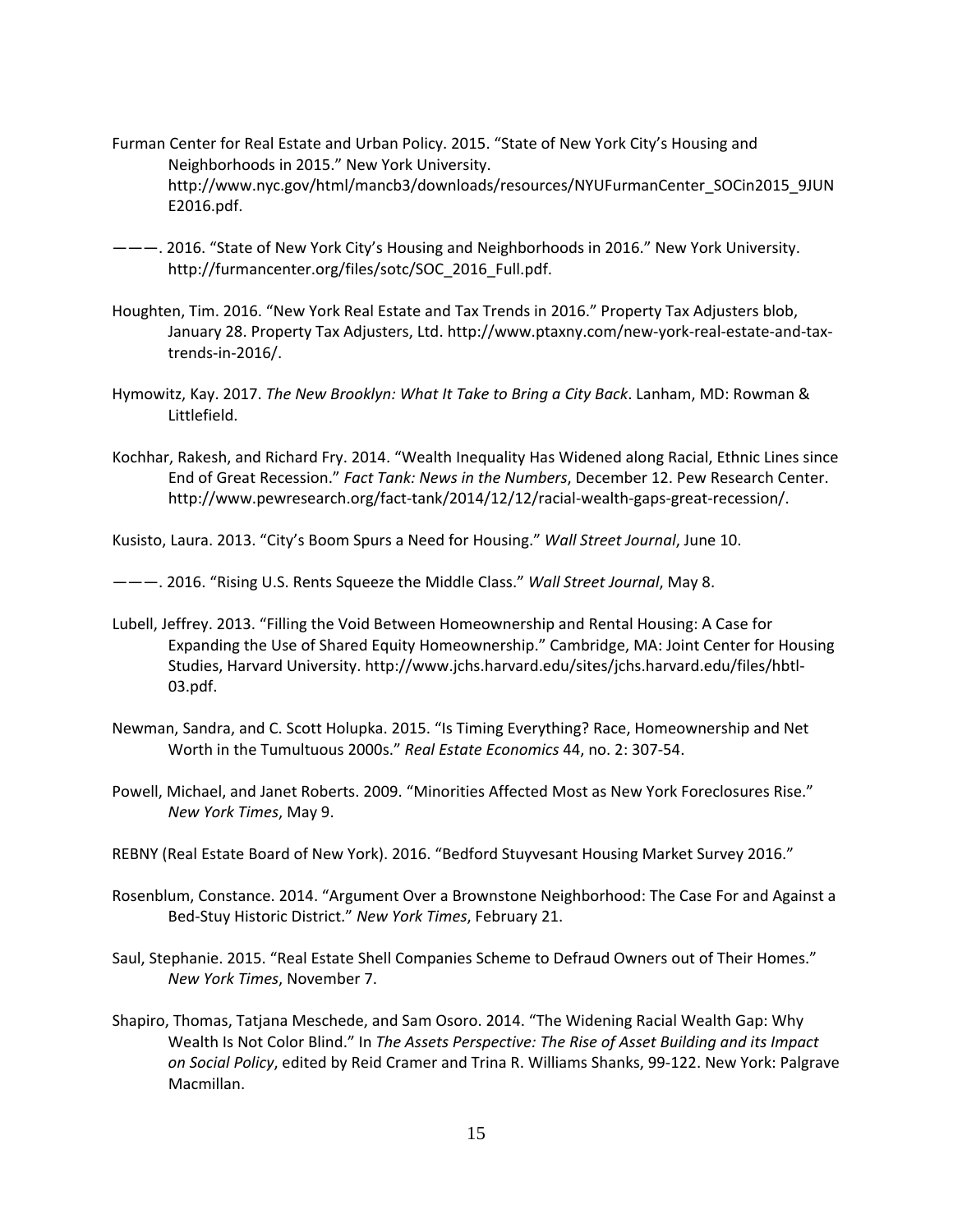Furman Center for Real Estate and Urban Policy. 2015. "State of New York City's Housing and Neighborhoods in 2015." New York University. http://www.nyc.gov/html/mancb3/downloads/resources/NYUFurmanCenter_SOCin2015_9JUNE2016.pdf.

———. 2016. "State of New York City's Housing and Neighborhoods in 2016." New York University. http://furmancenter.org/files/sotc/SOC_2016_Full.pdf.

Houghten, Tim. 2016. "New York Real Estate and Tax Trends in 2016." Property Tax Adjusters blob, January 28. Property Tax Adjusters, Ltd. http://www.ptaxny.com/new-york-real-estate-and-tax-trends-in-2016/.

Hymowitz, Kay. 2017. *The New Brooklyn: What It Take to Bring a City Back*. Lanham, MD: Rowman & Littlefield.

Kochhar, Rakesh, and Richard Fry. 2014. "Wealth Inequality Has Widened along Racial, Ethnic Lines since End of Great Recession." *Fact Tank: News in the Numbers*, December 12. Pew Research Center. http://www.pewresearch.org/fact-tank/2014/12/12/racial-wealth-gaps-great-recession/.

Kusisto, Laura. 2013. "City's Boom Spurs a Need for Housing." *Wall Street Journal*, June 10.

———. 2016. "Rising U.S. Rents Squeeze the Middle Class." *Wall Street Journal*, May 8.

Lubell, Jeffrey. 2013. "Filling the Void Between Homeownership and Rental Housing: A Case for Expanding the Use of Shared Equity Homeownership." Cambridge, MA: Joint Center for Housing Studies, Harvard University. http://www.jchs.harvard.edu/sites/jchs.harvard.edu/files/hbtl-03.pdf.

Newman, Sandra, and C. Scott Holupka. 2015. "Is Timing Everything? Race, Homeownership and Net Worth in the Tumultuous 2000s." *Real Estate Economics* 44, no. 2: 307-54.

Powell, Michael, and Janet Roberts. 2009. "Minorities Affected Most as New York Foreclosures Rise." *New York Times*, May 9.

REBNY (Real Estate Board of New York). 2016. "Bedford Stuyvesant Housing Market Survey 2016."

Rosenblum, Constance. 2014. "Argument Over a Brownstone Neighborhood: The Case For and Against a Bed-Stuy Historic District." *New York Times*, February 21.

Saul, Stephanie. 2015. "Real Estate Shell Companies Scheme to Defraud Owners out of Their Homes." *New York Times*, November 7.

Shapiro, Thomas, Tatjana Meschede, and Sam Osoro. 2014. "The Widening Racial Wealth Gap: Why Wealth Is Not Color Blind." In *The Assets Perspective: The Rise of Asset Building and its Impact on Social Policy*, edited by Reid Cramer and Trina R. Williams Shanks, 99-122. New York: Palgrave Macmillan.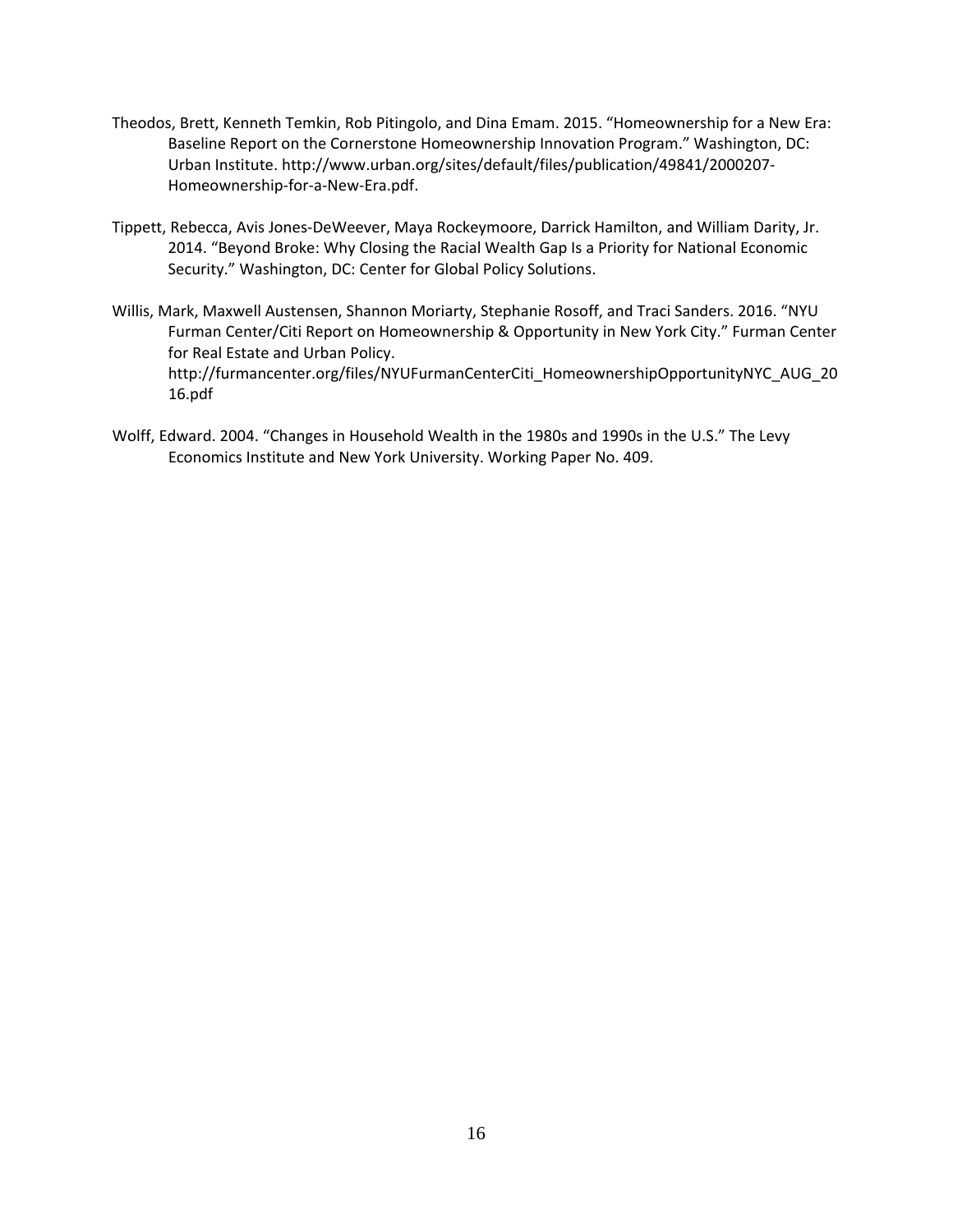Theodos, Brett, Kenneth Temkin, Rob Pitingolo, and Dina Emam. 2015. "Homeownership for a New Era: Baseline Report on the Cornerstone Homeownership Innovation Program." Washington, DC: Urban Institute. http://www.urban.org/sites/default/files/publication/49841/2000207-Homeownership-for-a-New-Era.pdf.

Tippett, Rebecca, Avis Jones-DeWeever, Maya Rockeymoore, Darrick Hamilton, and William Darity, Jr. 2014. "Beyond Broke: Why Closing the Racial Wealth Gap Is a Priority for National Economic Security." Washington, DC: Center for Global Policy Solutions.

Willis, Mark, Maxwell Austensen, Shannon Moriarty, Stephanie Rosoff, and Traci Sanders. 2016. "NYU Furman Center/Citi Report on Homeownership & Opportunity in New York City." Furman Center for Real Estate and Urban Policy. http://furmancenter.org/files/NYUFurmanCenterCiti_HomeownershipOpportunityNYC_AUG_2016.pdf

Wolff, Edward. 2004. "Changes in Household Wealth in the 1980s and 1990s in the U.S." The Levy Economics Institute and New York University. Working Paper No. 409.